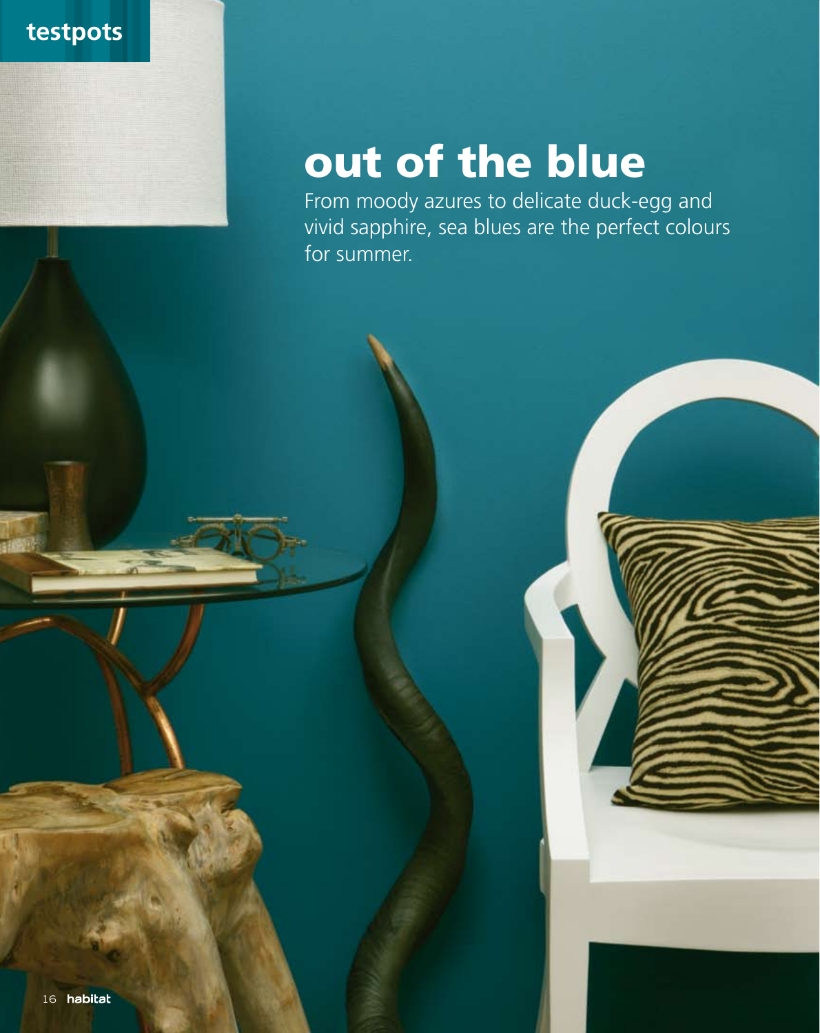testpots

# out of the blue

From moody azures to delicate duck-egg and vivid sapphire, sea blues are the perfect colours for summer.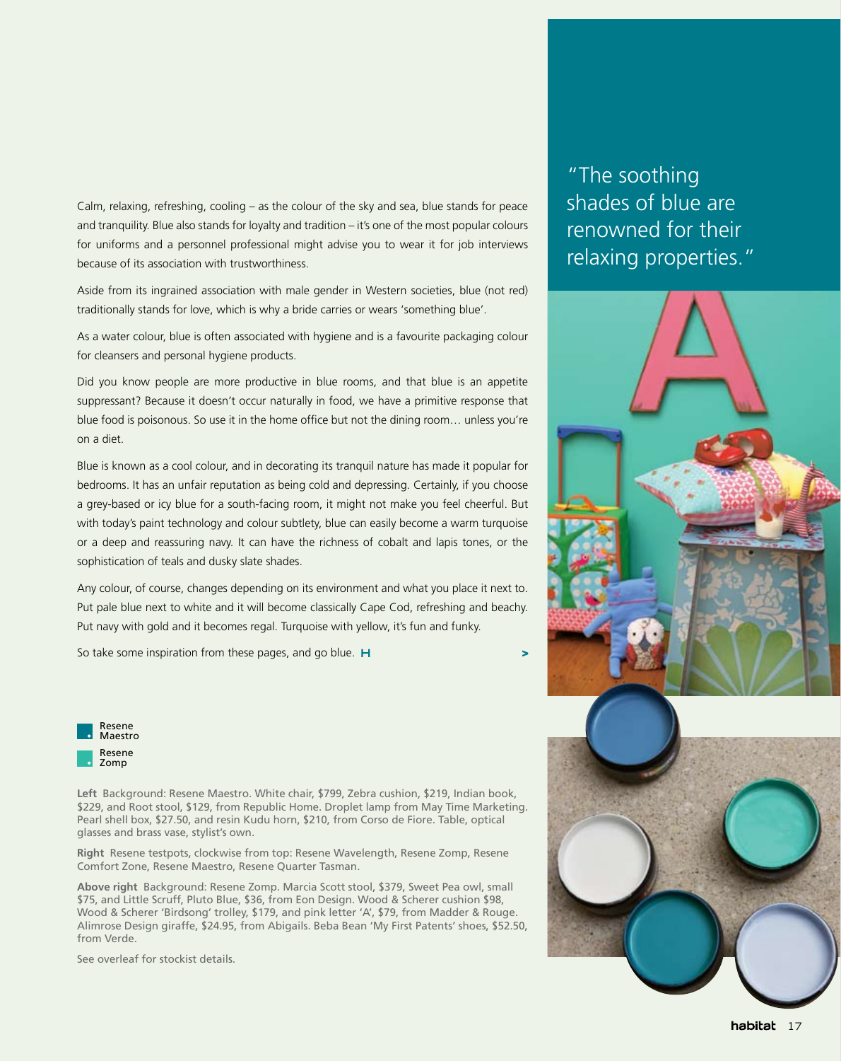Calm, relaxing, refreshing, cooling – as the colour of the sky and sea, blue stands for peace and tranquility. Blue also stands for loyalty and tradition – it's one of the most popular colours for uniforms and a personnel professional might advise you to wear it for job interviews because of its association with trustworthiness.

Aside from its ingrained association with male gender in Western societies, blue (not red) traditionally stands for love, which is why a bride carries or wears 'something blue'.

As a water colour, blue is often associated with hygiene and is a favourite packaging colour for cleansers and personal hygiene products.

Did you know people are more productive in blue rooms, and that blue is an appetite suppressant? Because it doesn't occur naturally in food, we have a primitive response that blue food is poisonous. So use it in the home office but not the dining room… unless you're on a diet.

Blue is known as a cool colour, and in decorating its tranquil nature has made it popular for bedrooms. It has an unfair reputation as being cold and depressing. Certainly, if you choose a grey-based or icy blue for a south-facing room, it might not make you feel cheerful. But with today's paint technology and colour subtlety, blue can easily become a warm turquoise or a deep and reassuring navy. It can have the richness of cobalt and lapis tones, or the sophistication of teals and dusky slate shades.

Any colour, of course, changes depending on its environment and what you place it next to. Put pale blue next to white and it will become classically Cape Cod, refreshing and beachy. Put navy with gold and it becomes regal. Turquoise with yellow, it's fun and funky.

So take some inspiration from these pages, and go blue. H

"The soothing shades of blue are renowned for their relaxing properties."

Resene Maestro

Resene Zomp

**Left** Background: Resene Maestro. White chair, $799, Zebra cushion, $219, Indian book, $229, and Root stool, $129, from Republic Home. Droplet lamp from May Time Marketing. Pearl shell box, $27.50, and resin Kudu horn, $210, from Corso de Fiore. Table, optical glasses and brass vase, stylist's own.

**Right** Resene testpots, clockwise from top: Resene Wavelength, Resene Zomp, Resene Comfort Zone, Resene Maestro, Resene Quarter Tasman.

**Above right** Background: Resene Zomp. Marcia Scott stool, $379, Sweet Pea owl, small $75, and Little Scruff, Pluto Blue, $36, from Eon Design. Wood & Scherer cushion $98, Wood & Scherer 'Birdsong' trolley, $179, and pink letter 'A', $79, from Madder & Rouge. Alimrose Design giraffe, $24.95, from Abigails. Beba Bean 'My First Patents' shoes, $52.50, from Verde.

See overleaf for stockist details.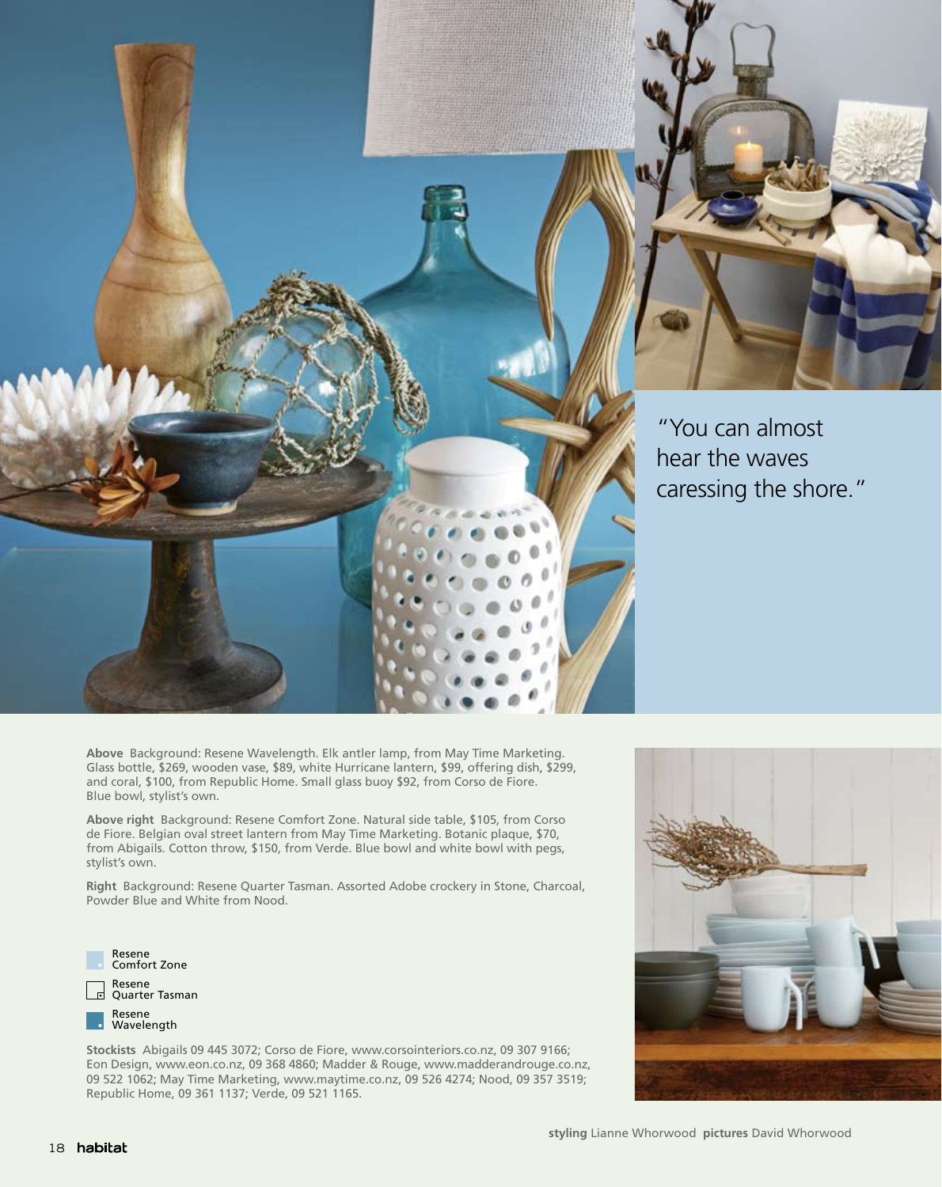"You can almost hear the waves caressing the shore."

**Above** Background: Resene Wavelength. Elk antler lamp, from May Time Marketing. Glass bottle, $269, wooden vase, $89, white Hurricane lantern, $99, offering dish, $299, and coral, $100, from Republic Home. Small glass buoy $92, from Corso de Fiore. Blue bowl, stylist's own.

**Above right** Background: Resene Comfort Zone. Natural side table, $105, from Corso de Fiore. Belgian oval street lantern from May Time Marketing. Botanic plaque, $70, from Abigails. Cotton throw, $150, from Verde. Blue bowl and white bowl with pegs, stylist's own.

**Right** Background: Resene Quarter Tasman. Assorted Adobe crockery in Stone, Charcoal, Powder Blue and White from Nood.

Resene Comfort Zone

Resene Quarter Tasman

Resene Wavelength

**Stockists** Abigails 09 445 3072; Corso de Fiore, www.corsointeriors.co.nz, 09 307 9166; Eon Design, www.eon.co.nz, 09 368 4860; Madder & Rouge, www.madderandrouge.co.nz, 09 522 1062; May Time Marketing, www.maytime.co.nz, 09 526 4274; Nood, 09 357 3519; Republic Home, 09 361 1137; Verde, 09 521 1165.

**styling** Lianne Whorwood **pictures** David Whorwood